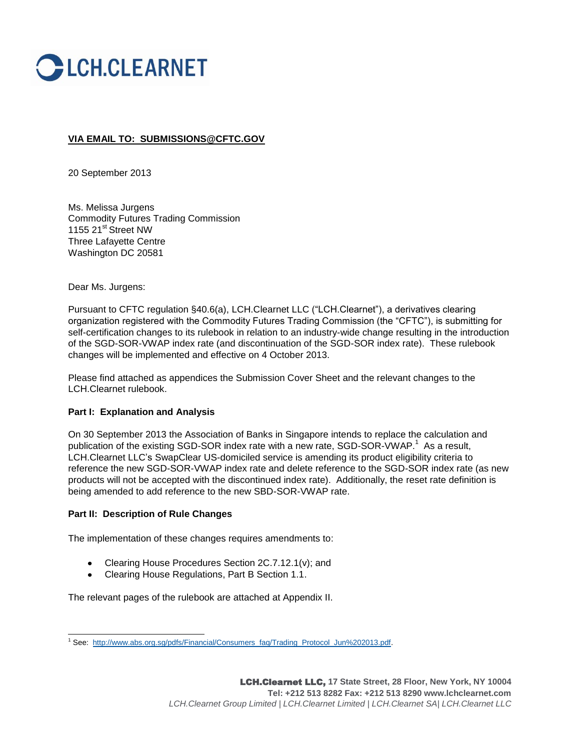LCH.CLEARNET

**VIA EMAIL TO: SUBMISSIONS@CFTC.GOV**

20 September 2013

Ms. Melissa Jurgens
Commodity Futures Trading Commission
1155 21st Street NW
Three Lafayette Centre
Washington DC 20581

Dear Ms. Jurgens:

Pursuant to CFTC regulation §40.6(a), LCH.Clearnet LLC ("LCH.Clearnet"), a derivatives clearing organization registered with the Commodity Futures Trading Commission (the "CFTC"), is submitting for self-certification changes to its rulebook in relation to an industry-wide change resulting in the introduction of the SGD-SOR-VWAP index rate (and discontinuation of the SGD-SOR index rate). These rulebook changes will be implemented and effective on 4 October 2013.

Please find attached as appendices the Submission Cover Sheet and the relevant changes to the LCH.Clearnet rulebook.

**Part I: Explanation and Analysis**

On 30 September 2013 the Association of Banks in Singapore intends to replace the calculation and publication of the existing SGD-SOR index rate with a new rate, SGD-SOR-VWAP.[1] As a result, LCH.Clearnet LLC's SwapClear US-domiciled service is amending its product eligibility criteria to reference the new SGD-SOR-VWAP index rate and delete reference to the SGD-SOR index rate (as new products will not be accepted with the discontinued index rate). Additionally, the reset rate definition is being amended to add reference to the new SBD-SOR-VWAP rate.

**Part II: Description of Rule Changes**

The implementation of these changes requires amendments to:

- Clearing House Procedures Section 2C.7.12.1(v); and
- Clearing House Regulations, Part B Section 1.1.

The relevant pages of the rulebook are attached at Appendix II.

---

[1] See: http://www.abs.org.sg/pdfs/Financial/Consumers_faq/Trading_Protocol_Jun%202013.pdf.

**LCH.Clearnet LLC,** 17 State Street, 28 Floor, New York, NY 10004
Tel: +212 513 8282 Fax: +212 513 8290 www.lchclearnet.com
*LCH.Clearnet Group Limited | LCH.Clearnet Limited | LCH.Clearnet SA| LCH.Clearnet LLC*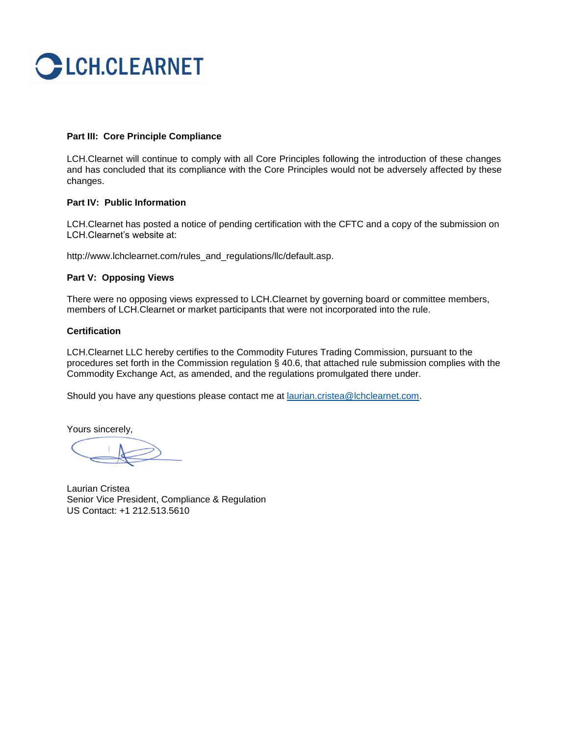**Part III: Core Principle Compliance**

LCH.Clearnet will continue to comply with all Core Principles following the introduction of these changes and has concluded that its compliance with the Core Principles would not be adversely affected by these changes.

**Part IV: Public Information**

LCH.Clearnet has posted a notice of pending certification with the CFTC and a copy of the submission on LCH.Clearnet's website at:

http://www.lchclearnet.com/rules_and_regulations/llc/default.asp.

**Part V: Opposing Views**

There were no opposing views expressed to LCH.Clearnet by governing board or committee members, members of LCH.Clearnet or market participants that were not incorporated into the rule.

**Certification**

LCH.Clearnet LLC hereby certifies to the Commodity Futures Trading Commission, pursuant to the procedures set forth in the Commission regulation § 40.6, that attached rule submission complies with the Commodity Exchange Act, as amended, and the regulations promulgated there under.

Should you have any questions please contact me at laurian.cristea@lchclearnet.com.

Yours sincerely,

Laurian Cristea
Senior Vice President, Compliance & Regulation
US Contact: +1 212.513.5610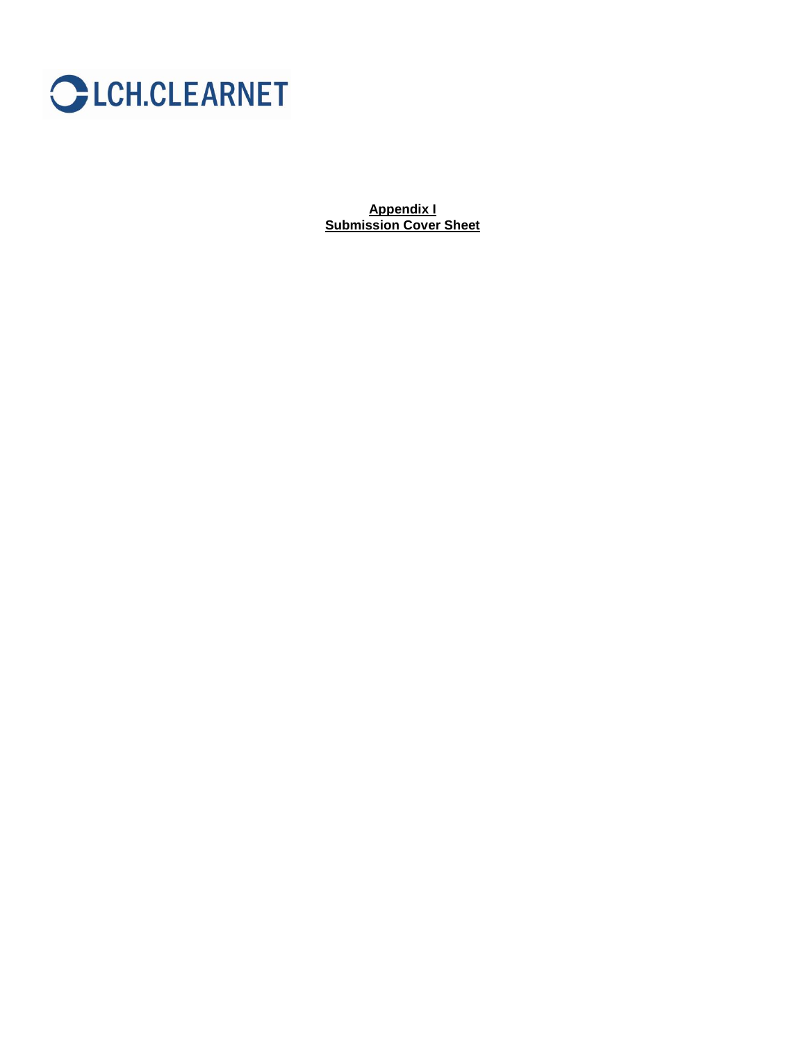LCH.CLEARNET

**Appendix I**
**Submission Cover Sheet**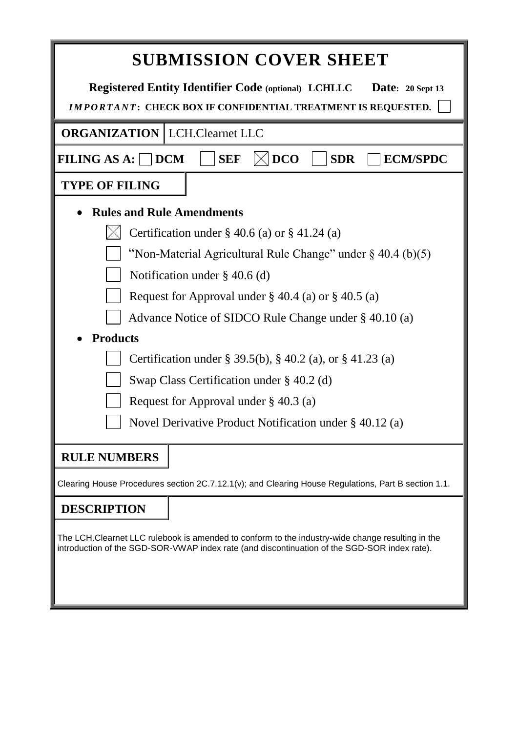# SUBMISSION COVER SHEET

**Registered Entity Identifier Code (optional) LCHLLC** **Date: 20 Sept 13**

***IMPORTANT*: CHECK BOX IF CONFIDENTIAL TREATMENT IS REQUESTED.** ☐

**ORGANIZATION** LCH.Clearnet LLC

**FILING AS A:** ☐ **DCM** ☐ **SEF** ☒ **DCO** ☐ **SDR** ☐ **ECM/SPDC**

**TYPE OF FILING**

- **Rules and Rule Amendments**
  - ☒ Certification under § 40.6 (a) or § 41.24 (a)
  - ☐ "Non-Material Agricultural Rule Change" under § 40.4 (b)(5)
  - ☐ Notification under § 40.6 (d)
  - ☐ Request for Approval under § 40.4 (a) or § 40.5 (a)
  - ☐ Advance Notice of SIDCO Rule Change under § 40.10 (a)
- **Products**
  - ☐ Certification under § 39.5(b), § 40.2 (a), or § 41.23 (a)
  - ☐ Swap Class Certification under § 40.2 (d)
  - ☐ Request for Approval under § 40.3 (a)
  - ☐ Novel Derivative Product Notification under § 40.12 (a)

**RULE NUMBERS**

Clearing House Procedures section 2C.7.12.1(v); and Clearing House Regulations, Part B section 1.1.

**DESCRIPTION**

The LCH.Clearnet LLC rulebook is amended to conform to the industry-wide change resulting in the introduction of the SGD-SOR-VWAP index rate (and discontinuation of the SGD-SOR index rate).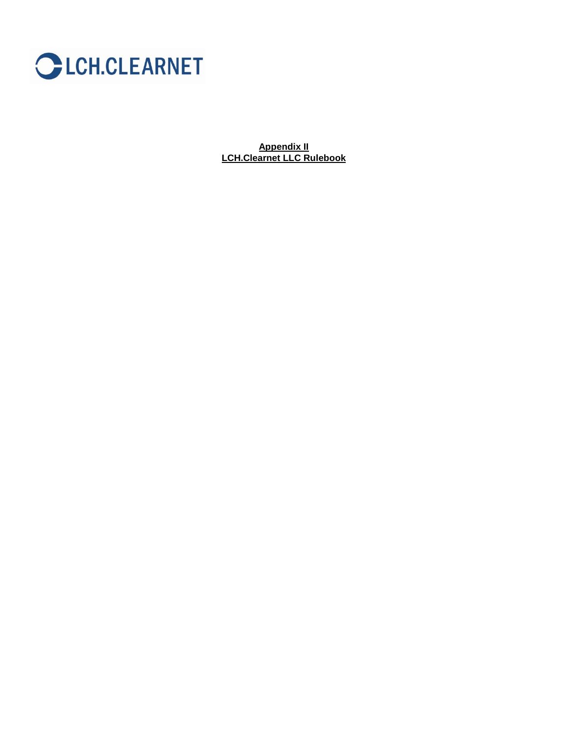**LCH.CLEARNET**

**Appendix II**
**LCH.Clearnet LLC Rulebook**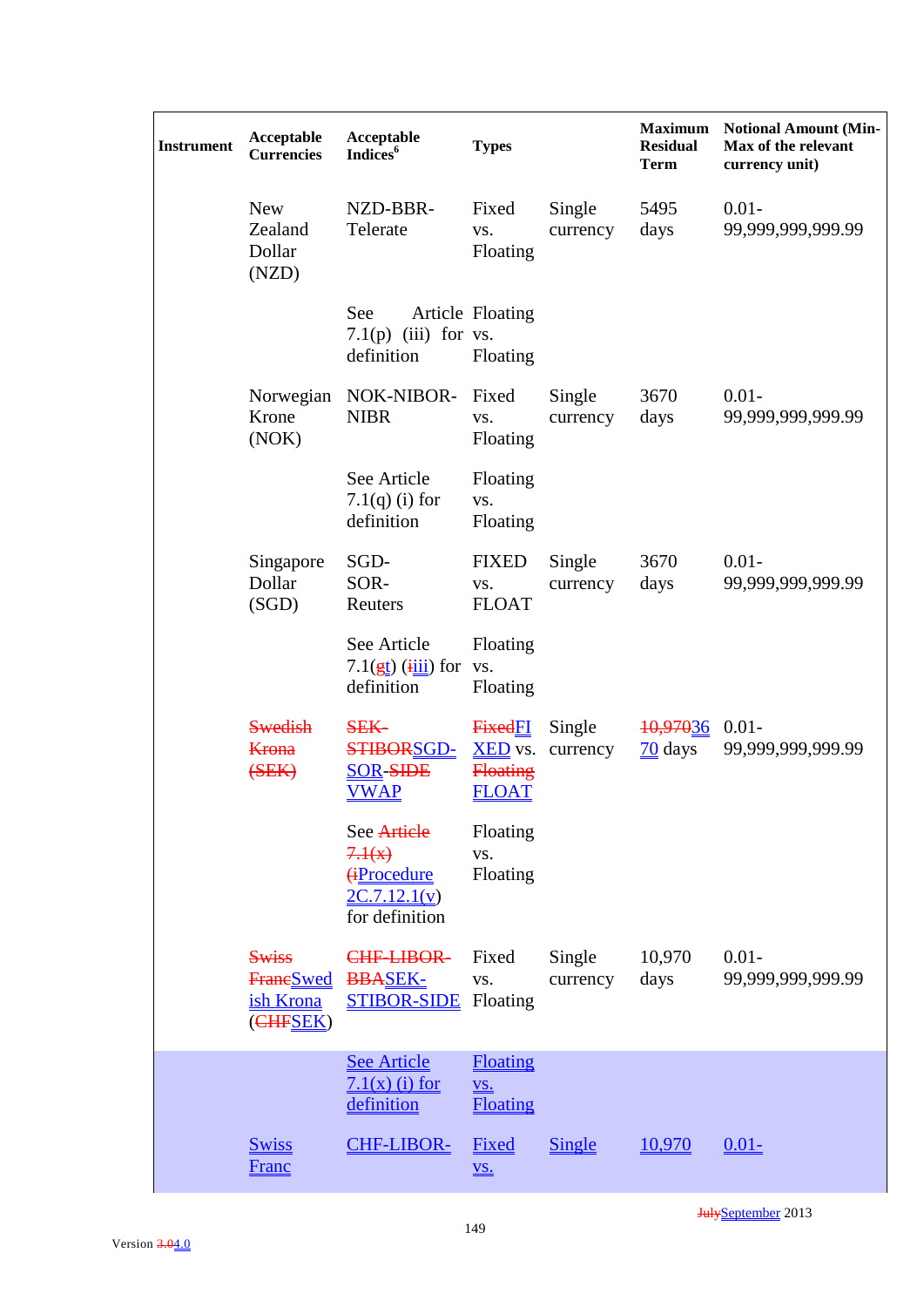| Instrument | Acceptable Currencies | Acceptable Indices[6] | Types | | Maximum Residual Term | Notional Amount (Min-Max of the relevant currency unit) |
|---|---|---|---|---|---|---|
| | New Zealand Dollar (NZD) | NZD-BBR-Telerate | Fixed vs. Floating | Single currency | 5495 days | 0.01-99,999,999,999.99 |
| | | See Article 7.1(p) (iii) for definition | Floating vs. Floating | | | |
| | Norwegian Krone (NOK) | NOK-NIBOR-NIBR | Fixed vs. Floating | Single currency | 3670 days | 0.01-99,999,999,999.99 |
| | | See Article 7.1(q) (i) for definition | Floating vs. Floating | | | |
| | Singapore Dollar (SGD) | SGD-SOR-Reuters | FIXED vs. FLOAT | Single currency | 3670 days | 0.01-99,999,999,999.99 |
| | | See Article 7.1(~~g~~t) (~~i~~iii) for definition | Floating vs. Floating | | | |
| | ~~Swedish Krona (SEK)~~ | ~~SEK-STIBOR~~SGD-SOR~~-SIDE~~ VWAP | ~~Fixed~~FIXED vs. ~~Floating~~ FLOAT | Single currency | ~~10,970~~3670 days | 0.01-99,999,999,999.99 |
| | | See ~~Article 7.1(x) (i~~Procedure 2C.7.12.1(v) for definition | Floating vs. Floating | | | |
| | ~~Swiss Franc~~Swedish Krona (~~CHF~~SEK) | ~~CHF-LIBOR-BBA~~SEK-STIBOR-SIDE | Fixed vs. Floating | Single currency | 10,970 days | 0.01-99,999,999,999.99 |
| | | See Article 7.1(x) (i) for definition | Floating vs. Floating | | | |
| | Swiss Franc | CHF-LIBOR- | Fixed vs. | Single | 10,970 | 0.01- |

Version ~~3.0~~4.0

~~July~~September 2013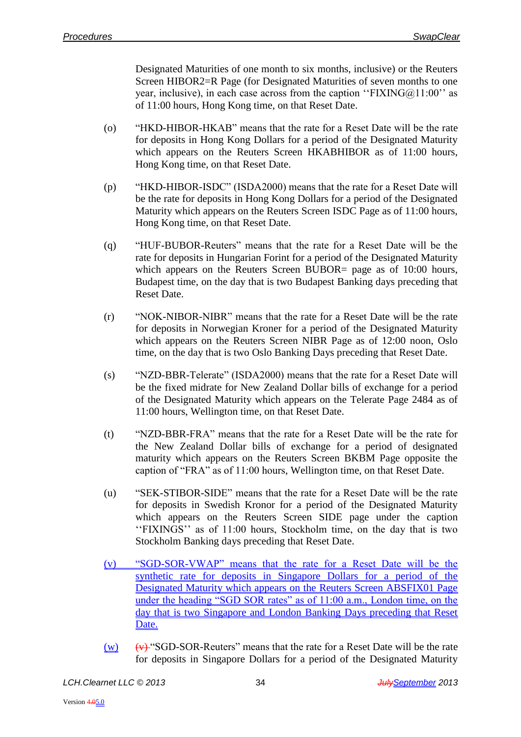Designated Maturities of one month to six months, inclusive) or the Reuters Screen HIBOR2=R Page (for Designated Maturities of seven months to one year, inclusive), in each case across from the caption ''FIXING@11:00'' as of 11:00 hours, Hong Kong time, on that Reset Date.

(o) "HKD-HIBOR-HKAB" means that the rate for a Reset Date will be the rate for deposits in Hong Kong Dollars for a period of the Designated Maturity which appears on the Reuters Screen HKABHIBOR as of 11:00 hours, Hong Kong time, on that Reset Date.

(p) "HKD-HIBOR-ISDC" (ISDA2000) means that the rate for a Reset Date will be the rate for deposits in Hong Kong Dollars for a period of the Designated Maturity which appears on the Reuters Screen ISDC Page as of 11:00 hours, Hong Kong time, on that Reset Date.

(q) "HUF-BUBOR-Reuters" means that the rate for a Reset Date will be the rate for deposits in Hungarian Forint for a period of the Designated Maturity which appears on the Reuters Screen BUBOR= page as of 10:00 hours, Budapest time, on the day that is two Budapest Banking days preceding that Reset Date.

(r) "NOK-NIBOR-NIBR" means that the rate for a Reset Date will be the rate for deposits in Norwegian Kroner for a period of the Designated Maturity which appears on the Reuters Screen NIBR Page as of 12:00 noon, Oslo time, on the day that is two Oslo Banking Days preceding that Reset Date.

(s) "NZD-BBR-Telerate" (ISDA2000) means that the rate for a Reset Date will be the fixed midrate for New Zealand Dollar bills of exchange for a period of the Designated Maturity which appears on the Telerate Page 2484 as of 11:00 hours, Wellington time, on that Reset Date.

(t) "NZD-BBR-FRA" means that the rate for a Reset Date will be the rate for the New Zealand Dollar bills of exchange for a period of designated maturity which appears on the Reuters Screen BKBM Page opposite the caption of "FRA" as of 11:00 hours, Wellington time, on that Reset Date.

(u) "SEK-STIBOR-SIDE" means that the rate for a Reset Date will be the rate for deposits in Swedish Kronor for a period of the Designated Maturity which appears on the Reuters Screen SIDE page under the caption ''FIXINGS'' as of 11:00 hours, Stockholm time, on the day that is two Stockholm Banking days preceding that Reset Date.

(v) "SGD-SOR-VWAP" means that the rate for a Reset Date will be the synthetic rate for deposits in Singapore Dollars for a period of the Designated Maturity which appears on the Reuters Screen ABSFIX01 Page under the heading "SGD SOR rates" as of 11:00 a.m., London time, on the day that is two Singapore and London Banking Days preceding that Reset Date.

(w) ~~(v)~~ "SGD-SOR-Reuters" means that the rate for a Reset Date will be the rate for deposits in Singapore Dollars for a period of the Designated Maturity